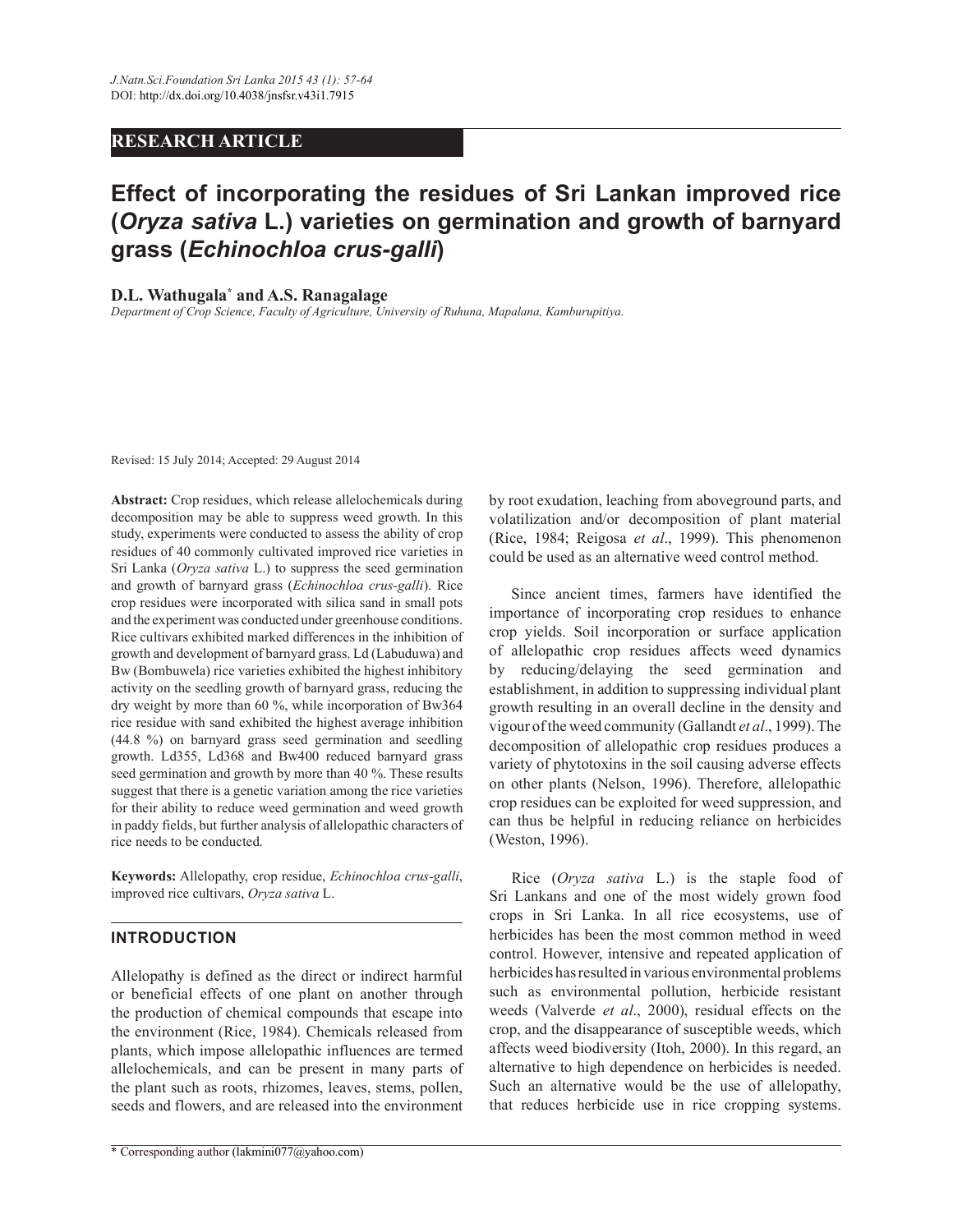RESEARCH ARTICLE

# Effect of incorporating the residues of Sri Lankan improved rice (*Oryza sativa* L.) varieties on germination and growth of barnyard grass (*Echinochloa crus-galli*)

**D.L. Wathugala*** **and A.S. Ranagalage**

*Department of Crop Science, Faculty of Agriculture, University of Ruhuna, Mapalana, Kamburupitiya.*

Revised: 15 July 2014; Accepted: 29 August 2014

**Abstract:** Crop residues, which release allelochemicals during decomposition may be able to suppress weed growth. In this study, experiments were conducted to assess the ability of crop residues of 40 commonly cultivated improved rice varieties in Sri Lanka (*Oryza sativa* L.) to suppress the seed germination and growth of barnyard grass (*Echinochloa crus-galli*). Rice crop residues were incorporated with silica sand in small pots and the experiment was conducted under greenhouse conditions. Rice cultivars exhibited marked differences in the inhibition of growth and development of barnyard grass. Ld (Labuduwa) and Bw (Bombuwela) rice varieties exhibited the highest inhibitory activity on the seedling growth of barnyard grass, reducing the dry weight by more than 60 %, while incorporation of Bw364 rice residue with sand exhibited the highest average inhibition (44.8 %) on barnyard grass seed germination and seedling growth. Ld355, Ld368 and Bw400 reduced barnyard grass seed germination and growth by more than 40 %. These results suggest that there is a genetic variation among the rice varieties for their ability to reduce weed germination and weed growth in paddy fields, but further analysis of allelopathic characters of rice needs to be conducted.

**Keywords:** Allelopathy, crop residue, *Echinochloa crus-galli*, improved rice cultivars, *Oryza sativa* L.

## INTRODUCTION

Allelopathy is defined as the direct or indirect harmful or beneficial effects of one plant on another through the production of chemical compounds that escape into the environment (Rice, 1984). Chemicals released from plants, which impose allelopathic influences are termed allelochemicals, and can be present in many parts of the plant such as roots, rhizomes, leaves, stems, pollen, seeds and flowers, and are released into the environment by root exudation, leaching from aboveground parts, and volatilization and/or decomposition of plant material (Rice, 1984; Reigosa *et al*., 1999). This phenomenon could be used as an alternative weed control method.

Since ancient times, farmers have identified the importance of incorporating crop residues to enhance crop yields. Soil incorporation or surface application of allelopathic crop residues affects weed dynamics by reducing/delaying the seed germination and establishment, in addition to suppressing individual plant growth resulting in an overall decline in the density and vigour of the weed community (Gallandt *et al*., 1999). The decomposition of allelopathic crop residues produces a variety of phytotoxins in the soil causing adverse effects on other plants (Nelson, 1996). Therefore, allelopathic crop residues can be exploited for weed suppression, and can thus be helpful in reducing reliance on herbicides (Weston, 1996).

Rice (*Oryza sativa* L.) is the staple food of Sri Lankans and one of the most widely grown food crops in Sri Lanka. In all rice ecosystems, use of herbicides has been the most common method in weed control. However, intensive and repeated application of herbicides has resulted in various environmental problems such as environmental pollution, herbicide resistant weeds (Valverde *et al*., 2000), residual effects on the crop, and the disappearance of susceptible weeds, which affects weed biodiversity (Itoh, 2000). In this regard, an alternative to high dependence on herbicides is needed. Such an alternative would be the use of allelopathy, that reduces herbicide use in rice cropping systems.

* Corresponding author (lakmini077@yahoo.com)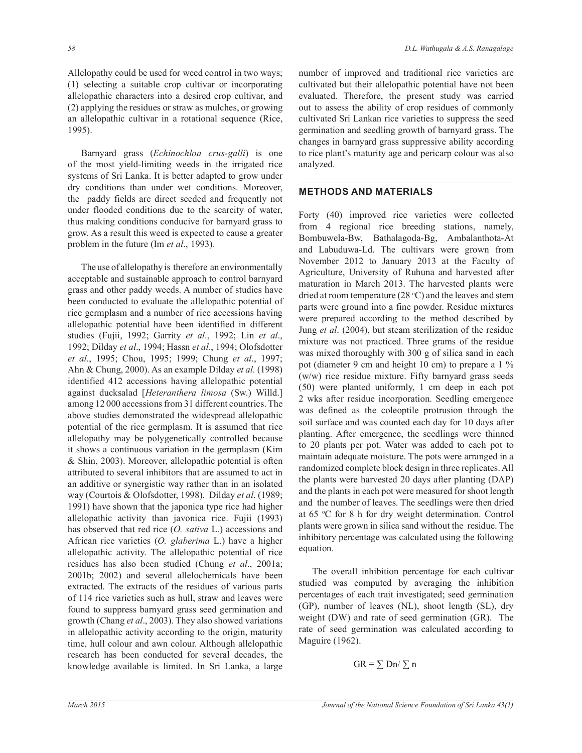Allelopathy could be used for weed control in two ways; (1) selecting a suitable crop cultivar or incorporating allelopathic characters into a desired crop cultivar, and (2) applying the residues or straw as mulches, or growing an allelopathic cultivar in a rotational sequence (Rice, 1995).

Barnyard grass (*Echinochloa crus-galli*) is one of the most yield-limiting weeds in the irrigated rice systems of Sri Lanka. It is better adapted to grow under dry conditions than under wet conditions. Moreover, the paddy fields are direct seeded and frequently not under flooded conditions due to the scarcity of water, thus making conditions conducive for barnyard grass to grow. As a result this weed is expected to cause a greater problem in the future (Im *et al*., 1993).

The use of allelopathy is therefore an environmentally acceptable and sustainable approach to control barnyard grass and other paddy weeds. A number of studies have been conducted to evaluate the allelopathic potential of rice germplasm and a number of rice accessions having allelopathic potential have been identified in different studies (Fujii, 1992; Garrity *et al*., 1992; Lin *et al*., 1992; Dilday *et al*., 1994; Hassn *et al*., 1994; Olofsdotter *et al*., 1995; Chou, 1995; 1999; Chung *et al*., 1997; Ahn & Chung, 2000). As an example Dilday *et al.* (1998) identified 412 accessions having allelopathic potential against ducksalad [*Heteranthera limosa* (Sw.) Willd.] among 12 000 accessions from 31 different countries. The above studies demonstrated the widespread allelopathic potential of the rice germplasm. It is assumed that rice allelopathy may be polygenetically controlled because it shows a continuous variation in the germplasm (Kim & Shin, 2003). Moreover, allelopathic potential is often attributed to several inhibitors that are assumed to act in an additive or synergistic way rather than in an isolated way (Courtois & Olofsdotter, 1998). Dilday *et al.* (1989; 1991) have shown that the japonica type rice had higher allelopathic activity than javonica rice. Fujii (1993) has observed that red rice (*O. sativa* L.) accessions and African rice varieties (*O. glaberima* L.) have a higher allelopathic activity. The allelopathic potential of rice residues has also been studied (Chung *et al*., 2001a; 2001b; 2002) and several allelochemicals have been extracted. The extracts of the residues of various parts of 114 rice varieties such as hull, straw and leaves were found to suppress barnyard grass seed germination and growth (Chang *et al*., 2003). They also showed variations in allelopathic activity according to the origin, maturity time, hull colour and awn colour. Although allelopathic research has been conducted for several decades, the knowledge available is limited. In Sri Lanka, a large number of improved and traditional rice varieties are cultivated but their allelopathic potential have not been evaluated. Therefore, the present study was carried out to assess the ability of crop residues of commonly cultivated Sri Lankan rice varieties to suppress the seed germination and seedling growth of barnyard grass. The changes in barnyard grass suppressive ability according to rice plant's maturity age and pericarp colour was also analyzed.

## METHODS AND MATERIALS

Forty (40) improved rice varieties were collected from 4 regional rice breeding stations, namely, Bombuwela-Bw, Bathalagoda-Bg, Ambalanthota-At and Labuduwa-Ld. The cultivars were grown from November 2012 to January 2013 at the Faculty of Agriculture, University of Ruhuna and harvested after maturation in March 2013. The harvested plants were dried at room temperature (28 °C) and the leaves and stem parts were ground into a fine powder. Residue mixtures were prepared according to the method described by Jung *et al*. (2004), but steam sterilization of the residue mixture was not practiced. Three grams of the residue was mixed thoroughly with 300 g of silica sand in each pot (diameter 9 cm and height 10 cm) to prepare a 1 % (w/w) rice residue mixture. Fifty barnyard grass seeds (50) were planted uniformly, 1 cm deep in each pot 2 wks after residue incorporation. Seedling emergence was defined as the coleoptile protrusion through the soil surface and was counted each day for 10 days after planting. After emergence, the seedlings were thinned to 20 plants per pot. Water was added to each pot to maintain adequate moisture. The pots were arranged in a randomized complete block design in three replicates. All the plants were harvested 20 days after planting (DAP) and the plants in each pot were measured for shoot length and the number of leaves. The seedlings were then dried at 65 °C for 8 h for dry weight determination. Control plants were grown in silica sand without the residue. The inhibitory percentage was calculated using the following equation.

The overall inhibition percentage for each cultivar studied was computed by averaging the inhibition percentages of each trait investigated; seed germination (GP), number of leaves (NL), shoot length (SL), dry weight (DW) and rate of seed germination (GR). The rate of seed germination was calculated according to Maguire (1962).

$$GR = \sum Dn / \sum n$$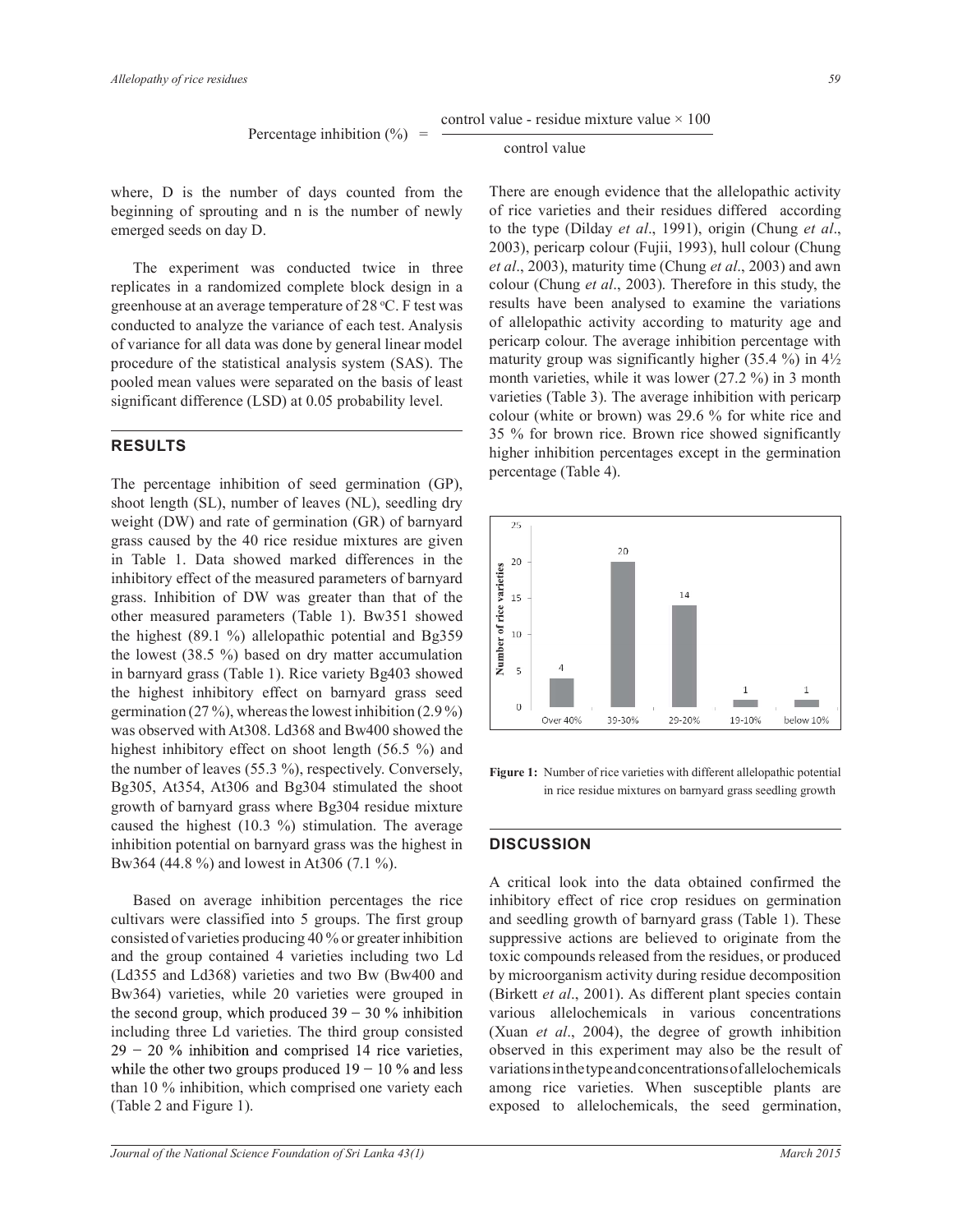$$\text{Percentage inhibition (\%)} = \frac{\text{control value - residue mixture value} \times 100}{\text{control value}}$$

where, D is the number of days counted from the beginning of sprouting and n is the number of newly emerged seeds on day D.

The experiment was conducted twice in three replicates in a randomized complete block design in a greenhouse at an average temperature of 28 °C. F test was conducted to analyze the variance of each test. Analysis of variance for all data was done by general linear model procedure of the statistical analysis system (SAS). The pooled mean values were separated on the basis of least significant difference (LSD) at 0.05 probability level.

## RESULTS

The percentage inhibition of seed germination (GP), shoot length (SL), number of leaves (NL), seedling dry weight (DW) and rate of germination (GR) of barnyard grass caused by the 40 rice residue mixtures are given in Table 1. Data showed marked differences in the inhibitory effect of the measured parameters of barnyard grass. Inhibition of DW was greater than that of the other measured parameters (Table 1). Bw351 showed the highest (89.1 %) allelopathic potential and Bg359 the lowest (38.5 %) based on dry matter accumulation in barnyard grass (Table 1). Rice variety Bg403 showed the highest inhibitory effect on barnyard grass seed germination (27 %), whereas the lowest inhibition (2.9 %) was observed with At308. Ld368 and Bw400 showed the highest inhibitory effect on shoot length (56.5 %) and the number of leaves (55.3 %), respectively. Conversely, Bg305, At354, At306 and Bg304 stimulated the shoot growth of barnyard grass where Bg304 residue mixture caused the highest (10.3 %) stimulation. The average inhibition potential on barnyard grass was the highest in Bw364 (44.8 %) and lowest in At306 (7.1 %).

Based on average inhibition percentages the rice cultivars were classified into 5 groups. The first group consisted of varieties producing 40 % or greater inhibition and the group contained 4 varieties including two Ld (Ld355 and Ld368) varieties and two Bw (Bw400 and Bw364) varieties, while 20 varieties were grouped in the second group, which produced 39 − 30 % inhibition including three Ld varieties. The third group consisted 29 − 20 % inhibition and comprised 14 rice varieties, while the other two groups produced 19 − 10 % and less than 10 % inhibition, which comprised one variety each (Table 2 and Figure 1).

There are enough evidence that the allelopathic activity of rice varieties and their residues differed according to the type (Dilday *et al*., 1991), origin (Chung *et al*., 2003), pericarp colour (Fujii, 1993), hull colour (Chung *et al*., 2003), maturity time (Chung *et al*., 2003) and awn colour (Chung *et al*., 2003). Therefore in this study, the results have been analysed to examine the variations of allelopathic activity according to maturity age and pericarp colour. The average inhibition percentage with maturity group was significantly higher (35.4 %) in 4½ month varieties, while it was lower (27.2 %) in 3 month varieties (Table 3). The average inhibition with pericarp colour (white or brown) was 29.6 % for white rice and 35 % for brown rice. Brown rice showed significantly higher inhibition percentages except in the germination percentage (Table 4).

| Inhibition group | Number of rice varieties |
|---|---|
| Over 40% | 4 |
| 39-30% | 20 |
| 29-20% | 14 |
| 19-10% | 1 |
| below 10% | 1 |

**Figure 1:** Number of rice varieties with different allelopathic potential in rice residue mixtures on barnyard grass seedling growth

## DISCUSSION

A critical look into the data obtained confirmed the inhibitory effect of rice crop residues on germination and seedling growth of barnyard grass (Table 1). These suppressive actions are believed to originate from the toxic compounds released from the residues, or produced by microorganism activity during residue decomposition (Birkett *et al*., 2001). As different plant species contain various allelochemicals in various concentrations (Xuan *et al*., 2004), the degree of growth inhibition observed in this experiment may also be the result of variations in the type and concentrations of allelochemicals among rice varieties. When susceptible plants are exposed to allelochemicals, the seed germination,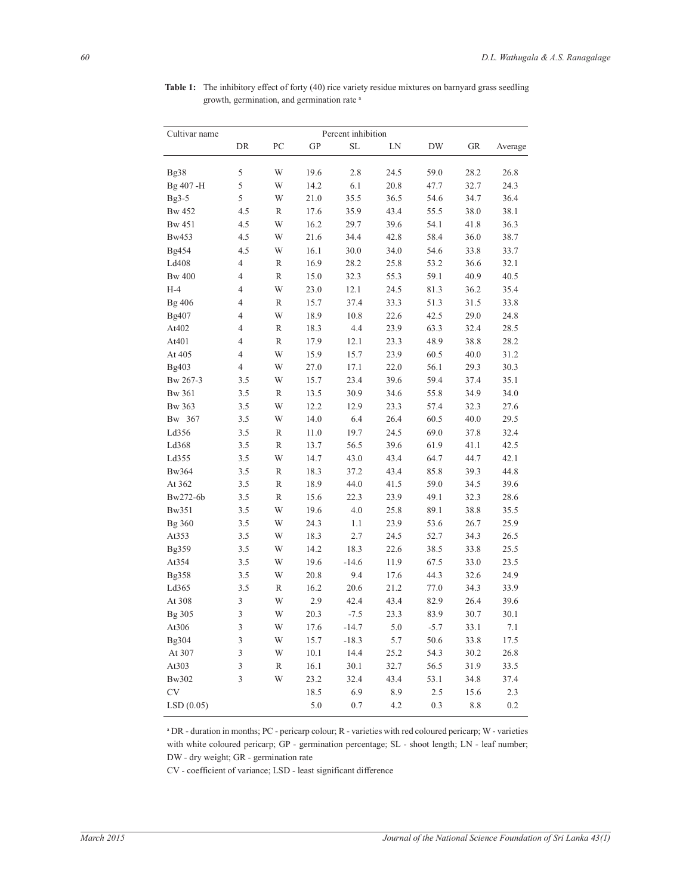**Table 1:** The inhibitory effect of forty (40) rice variety residue mixtures on barnyard grass seedling growth, germination, and germination rate [a]

| Cultivar name | | | Percent inhibition | | | | | |
|---|---|---|---|---|---|---|---|---|
| | DR | PC | GP | SL | LN | DW | GR | Average |
| Bg38 | 5 | W | 19.6 | 2.8 | 24.5 | 59.0 | 28.2 | 26.8 |
| Bg 407 -H | 5 | W | 14.2 | 6.1 | 20.8 | 47.7 | 32.7 | 24.3 |
| Bg3-5 | 5 | W | 21.0 | 35.5 | 36.5 | 54.6 | 34.7 | 36.4 |
| Bw 452 | 4.5 | R | 17.6 | 35.9 | 43.4 | 55.5 | 38.0 | 38.1 |
| Bw 451 | 4.5 | W | 16.2 | 29.7 | 39.6 | 54.1 | 41.8 | 36.3 |
| Bw453 | 4.5 | W | 21.6 | 34.4 | 42.8 | 58.4 | 36.0 | 38.7 |
| Bg454 | 4.5 | W | 16.1 | 30.0 | 34.0 | 54.6 | 33.8 | 33.7 |
| Ld408 | 4 | R | 16.9 | 28.2 | 25.8 | 53.2 | 36.6 | 32.1 |
| Bw 400 | 4 | R | 15.0 | 32.3 | 55.3 | 59.1 | 40.9 | 40.5 |
| H-4 | 4 | W | 23.0 | 12.1 | 24.5 | 81.3 | 36.2 | 35.4 |
| Bg 406 | 4 | R | 15.7 | 37.4 | 33.3 | 51.3 | 31.5 | 33.8 |
| Bg407 | 4 | W | 18.9 | 10.8 | 22.6 | 42.5 | 29.0 | 24.8 |
| At402 | 4 | R | 18.3 | 4.4 | 23.9 | 63.3 | 32.4 | 28.5 |
| At401 | 4 | R | 17.9 | 12.1 | 23.3 | 48.9 | 38.8 | 28.2 |
| At 405 | 4 | W | 15.9 | 15.7 | 23.9 | 60.5 | 40.0 | 31.2 |
| Bg403 | 4 | W | 27.0 | 17.1 | 22.0 | 56.1 | 29.3 | 30.3 |
| Bw 267-3 | 3.5 | W | 15.7 | 23.4 | 39.6 | 59.4 | 37.4 | 35.1 |
| Bw 361 | 3.5 | R | 13.5 | 30.9 | 34.6 | 55.8 | 34.9 | 34.0 |
| Bw 363 | 3.5 | W | 12.2 | 12.9 | 23.3 | 57.4 | 32.3 | 27.6 |
| Bw 367 | 3.5 | W | 14.0 | 6.4 | 26.4 | 60.5 | 40.0 | 29.5 |
| Ld356 | 3.5 | R | 11.0 | 19.7 | 24.5 | 69.0 | 37.8 | 32.4 |
| Ld368 | 3.5 | R | 13.7 | 56.5 | 39.6 | 61.9 | 41.1 | 42.5 |
| Ld355 | 3.5 | W | 14.7 | 43.0 | 43.4 | 64.7 | 44.7 | 42.1 |
| Bw364 | 3.5 | R | 18.3 | 37.2 | 43.4 | 85.8 | 39.3 | 44.8 |
| At 362 | 3.5 | R | 18.9 | 44.0 | 41.5 | 59.0 | 34.5 | 39.6 |
| Bw272-6b | 3.5 | R | 15.6 | 22.3 | 23.9 | 49.1 | 32.3 | 28.6 |
| Bw351 | 3.5 | W | 19.6 | 4.0 | 25.8 | 89.1 | 38.8 | 35.5 |
| Bg 360 | 3.5 | W | 24.3 | 1.1 | 23.9 | 53.6 | 26.7 | 25.9 |
| At353 | 3.5 | W | 18.3 | 2.7 | 24.5 | 52.7 | 34.3 | 26.5 |
| Bg359 | 3.5 | W | 14.2 | 18.3 | 22.6 | 38.5 | 33.8 | 25.5 |
| At354 | 3.5 | W | 19.6 | -14.6 | 11.9 | 67.5 | 33.0 | 23.5 |
| Bg358 | 3.5 | W | 20.8 | 9.4 | 17.6 | 44.3 | 32.6 | 24.9 |
| Ld365 | 3.5 | R | 16.2 | 20.6 | 21.2 | 77.0 | 34.3 | 33.9 |
| At 308 | 3 | W | 2.9 | 42.4 | 43.4 | 82.9 | 26.4 | 39.6 |
| Bg 305 | 3 | W | 20.3 | -7.5 | 23.3 | 83.9 | 30.7 | 30.1 |
| At306 | 3 | W | 17.6 | -14.7 | 5.0 | -5.7 | 33.1 | 7.1 |
| Bg304 | 3 | W | 15.7 | -18.3 | 5.7 | 50.6 | 33.8 | 17.5 |
| At 307 | 3 | W | 10.1 | 14.4 | 25.2 | 54.3 | 30.2 | 26.8 |
| At303 | 3 | R | 16.1 | 30.1 | 32.7 | 56.5 | 31.9 | 33.5 |
| Bw302 | 3 | W | 23.2 | 32.4 | 43.4 | 53.1 | 34.8 | 37.4 |
| CV | | | 18.5 | 6.9 | 8.9 | 2.5 | 15.6 | 2.3 |
| LSD (0.05) | | | 5.0 | 0.7 | 4.2 | 0.3 | 8.8 | 0.2 |

[a] DR - duration in months; PC - pericarp colour; R - varieties with red coloured pericarp; W - varieties with white coloured pericarp; GP - germination percentage; SL - shoot length; LN - leaf number; DW - dry weight; GR - germination rate

CV - coefficient of variance; LSD - least significant difference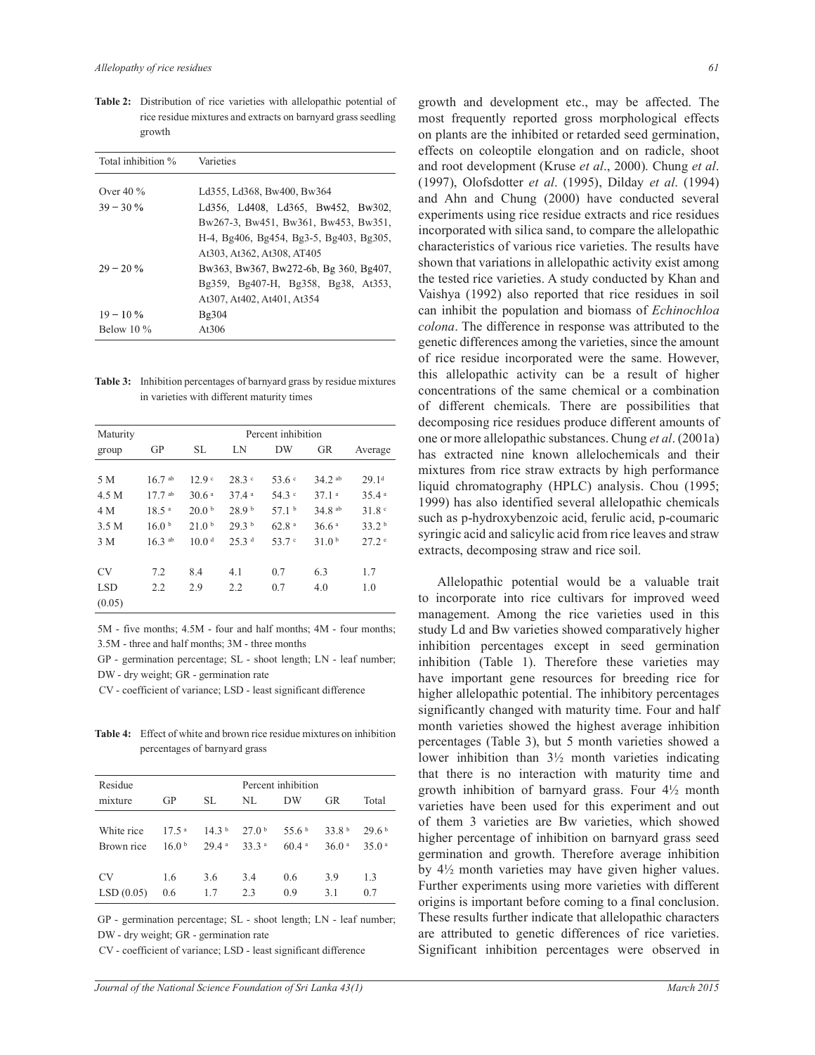**Table 2:** Distribution of rice varieties with allelopathic potential of rice residue mixtures and extracts on barnyard grass seedling growth

| Total inhibition % | Varieties |
|---|---|
| Over 40 % | Ld355, Ld368, Bw400, Bw364 |
| 39 – 30 % | Ld356, Ld408, Ld365, Bw452, Bw302, Bw267-3, Bw451, Bw361, Bw453, Bw351, H-4, Bg406, Bg454, Bg3-5, Bg403, Bg305, At303, At362, At308, AT405 |
| 29 – 20 % | Bw363, Bw367, Bw272-6b, Bg 360, Bg407, Bg359, Bg407-H, Bg358, Bg38, At353, At307, At402, At401, At354 |
| 19 – 10 % | Bg304 |
| Below 10 % | At306 |

**Table 3:** Inhibition percentages of barnyard grass by residue mixtures in varieties with different maturity times

| Maturity group | Percent inhibition | | | | | |
|---|---|---|---|---|---|---|
| | GP | SL | LN | DW | GR | Average |
| 5 M | 16.7 [ab] | 12.9 [c] | 28.3 [c] | 53.6 [c] | 34.2 [ab] | 29.1[d] |
| 4.5 M | 17.7 [ab] | 30.6 [a] | 37.4 [a] | 54.3 [c] | 37.1 [a] | 35.4 [a] |
| 4 M | 18.5 [a] | 20.0 [b] | 28.9 [b] | 57.1 [b] | 34.8 [ab] | 31.8 [c] |
| 3.5 M | 16.0 [b] | 21.0 [b] | 29.3 [b] | 62.8 [a] | 36.6 [a] | 33.2 [b] |
| 3 M | 16.3 [ab] | 10.0 [d] | 25.3 [d] | 53.7 [c] | 31.0 [b] | 27.2 [e] |
| CV | 7.2 | 8.4 | 4.1 | 0.7 | 6.3 | 1.7 |
| LSD (0.05) | 2.2 | 2.9 | 2.2 | 0.7 | 4.0 | 1.0 |

5M - five months; 4.5M - four and half months; 4M - four months; 3.5M - three and half months; 3M - three months

GP - germination percentage; SL - shoot length; LN - leaf number; DW - dry weight; GR - germination rate

CV - coefficient of variance; LSD - least significant difference

**Table 4:** Effect of white and brown rice residue mixtures on inhibition percentages of barnyard grass

| Residue mixture | Percent inhibition | | | | | |
|---|---|---|---|---|---|---|
| | GP | SL | NL | DW | GR | Total |
| White rice | 17.5 [a] | 14.3 [b] | 27.0 [b] | 55.6 [b] | 33.8 [b] | 29.6 [b] |
| Brown rice | 16.0 [b] | 29.4 [a] | 33.3 [a] | 60.4 [a] | 36.0 [a] | 35.0 [a] |
| CV | 1.6 | 3.6 | 3.4 | 0.6 | 3.9 | 1.3 |
| LSD (0.05) | 0.6 | 1.7 | 2.3 | 0.9 | 3.1 | 0.7 |

GP - germination percentage; SL - shoot length; LN - leaf number; DW - dry weight; GR - germination rate

CV - coefficient of variance; LSD - least significant difference

growth and development etc., may be affected. The most frequently reported gross morphological effects on plants are the inhibited or retarded seed germination, effects on coleoptile elongation and on radicle, shoot and root development (Kruse *et al*., 2000). Chung *et al*. (1997), Olofsdotter *et al*. (1995), Dilday *et al*. (1994) and Ahn and Chung (2000) have conducted several experiments using rice residue extracts and rice residues incorporated with silica sand, to compare the allelopathic characteristics of various rice varieties. The results have shown that variations in allelopathic activity exist among the tested rice varieties. A study conducted by Khan and Vaishya (1992) also reported that rice residues in soil can inhibit the population and biomass of *Echinochloa colona*. The difference in response was attributed to the genetic differences among the varieties, since the amount of rice residue incorporated were the same. However, this allelopathic activity can be a result of higher concentrations of the same chemical or a combination of different chemicals. There are possibilities that decomposing rice residues produce different amounts of one or more allelopathic substances. Chung *et al*. (2001a) has extracted nine known allelochemicals and their mixtures from rice straw extracts by high performance liquid chromatography (HPLC) analysis. Chou (1995; 1999) has also identified several allelopathic chemicals such as p-hydroxybenzoic acid, ferulic acid, p-coumaric syringic acid and salicylic acid from rice leaves and straw extracts, decomposing straw and rice soil.

Allelopathic potential would be a valuable trait to incorporate into rice cultivars for improved weed management. Among the rice varieties used in this study Ld and Bw varieties showed comparatively higher inhibition percentages except in seed germination inhibition (Table 1). Therefore these varieties may have important gene resources for breeding rice for higher allelopathic potential. The inhibitory percentages significantly changed with maturity time. Four and half month varieties showed the highest average inhibition percentages (Table 3), but 5 month varieties showed a lower inhibition than 3½ month varieties indicating that there is no interaction with maturity time and growth inhibition of barnyard grass. Four 4½ month varieties have been used for this experiment and out of them 3 varieties are Bw varieties, which showed higher percentage of inhibition on barnyard grass seed germination and growth. Therefore average inhibition by 4½ month varieties may have given higher values. Further experiments using more varieties with different origins is important before coming to a final conclusion. These results further indicate that allelopathic characters are attributed to genetic differences of rice varieties. Significant inhibition percentages were observed in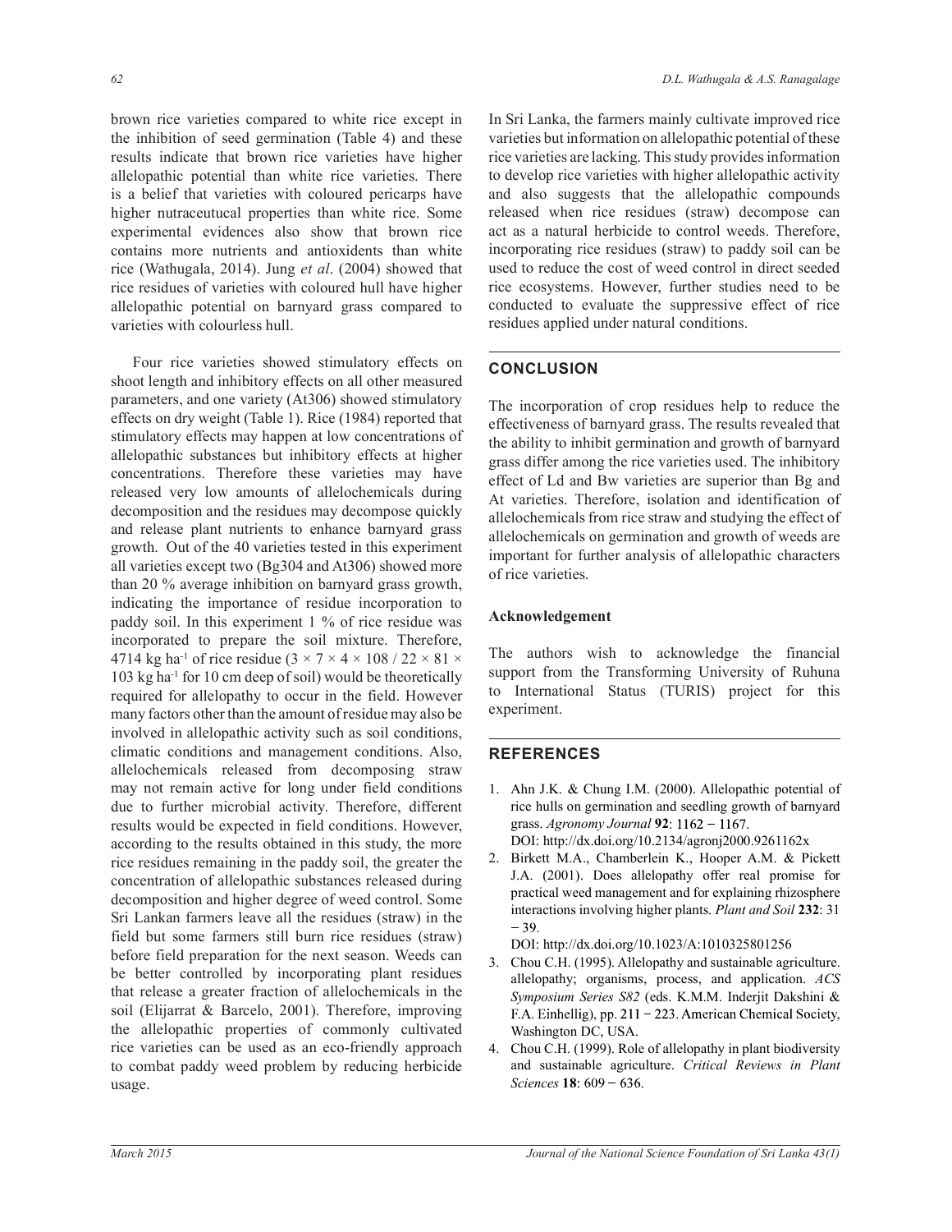brown rice varieties compared to white rice except in the inhibition of seed germination (Table 4) and these results indicate that brown rice varieties have higher allelopathic potential than white rice varieties. There is a belief that varieties with coloured pericarps have higher nutraceutical properties than white rice. Some experimental evidences also show that brown rice contains more nutrients and antioxidents than white rice (Wathugala, 2014). Jung *et al*. (2004) showed that rice residues of varieties with coloured hull have higher allelopathic potential on barnyard grass compared to varieties with colourless hull.

Four rice varieties showed stimulatory effects on shoot length and inhibitory effects on all other measured parameters, and one variety (At306) showed stimulatory effects on dry weight (Table 1). Rice (1984) reported that stimulatory effects may happen at low concentrations of allelopathic substances but inhibitory effects at higher concentrations. Therefore these varieties may have released very low amounts of allelochemicals during decomposition and the residues may decompose quickly and release plant nutrients to enhance barnyard grass growth. Out of the 40 varieties tested in this experiment all varieties except two (Bg304 and At306) showed more than 20 % average inhibition on barnyard grass growth, indicating the importance of residue incorporation to paddy soil. In this experiment 1 % of rice residue was incorporated to prepare the soil mixture. Therefore, 4714 kg ha$^{-1}$ of rice residue ($3 \times 7 \times 4 \times 108 / 22 \times 81 \times 103$ kg ha$^{-1}$ for 10 cm deep of soil) would be theoretically required for allelopathy to occur in the field. However many factors other than the amount of residue may also be involved in allelopathic activity such as soil conditions, climatic conditions and management conditions. Also, allelochemicals released from decomposing straw may not remain active for long under field conditions due to further microbial activity. Therefore, different results would be expected in field conditions. However, according to the results obtained in this study, the more rice residues remaining in the paddy soil, the greater the concentration of allelopathic substances released during decomposition and higher degree of weed control. Some Sri Lankan farmers leave all the residues (straw) in the field but some farmers still burn rice residues (straw) before field preparation for the next season. Weeds can be better controlled by incorporating plant residues that release a greater fraction of allelochemicals in the soil (Elijarrat & Barcelo, 2001). Therefore, improving the allelopathic properties of commonly cultivated rice varieties can be used as an eco-friendly approach to combat paddy weed problem by reducing herbicide usage.

In Sri Lanka, the farmers mainly cultivate improved rice varieties but information on allelopathic potential of these rice varieties are lacking. This study provides information to develop rice varieties with higher allelopathic activity and also suggests that the allelopathic compounds released when rice residues (straw) decompose can act as a natural herbicide to control weeds. Therefore, incorporating rice residues (straw) to paddy soil can be used to reduce the cost of weed control in direct seeded rice ecosystems. However, further studies need to be conducted to evaluate the suppressive effect of rice residues applied under natural conditions.

## CONCLUSION

The incorporation of crop residues help to reduce the effectiveness of barnyard grass. The results revealed that the ability to inhibit germination and growth of barnyard grass differ among the rice varieties used. The inhibitory effect of Ld and Bw varieties are superior than Bg and At varieties. Therefore, isolation and identification of allelochemicals from rice straw and studying the effect of allelochemicals on germination and growth of weeds are important for further analysis of allelopathic characters of rice varieties.

### Acknowledgement

The authors wish to acknowledge the financial support from the Transforming University of Ruhuna to International Status (TURIS) project for this experiment.

## REFERENCES

1. Ahn J.K. & Chung I.M. (2000). Allelopathic potential of rice hulls on germination and seedling growth of barnyard grass. *Agronomy Journal* **92**: 1162 − 1167.
   DOI: http://dx.doi.org/10.2134/agronj2000.9261162x
2. Birkett M.A., Chamberlein K., Hooper A.M. & Pickett J.A. (2001). Does allelopathy offer real promise for practical weed management and for explaining rhizosphere interactions involving higher plants. *Plant and Soil* **232**: 31 − 39.
   DOI: http://dx.doi.org/10.1023/A:1010325801256
3. Chou C.H. (1995). Allelopathy and sustainable agriculture. allelopathy; organisms, process, and application. *ACS Symposium Series S82* (eds. K.M.M. Inderjit Dakshini & F.A. Einhellig), pp. 211 − 223. American Chemical Society, Washington DC, USA.
4. Chou C.H. (1999). Role of allelopathy in plant biodiversity and sustainable agriculture. *Critical Reviews in Plant Sciences* **18**: 609 − 636.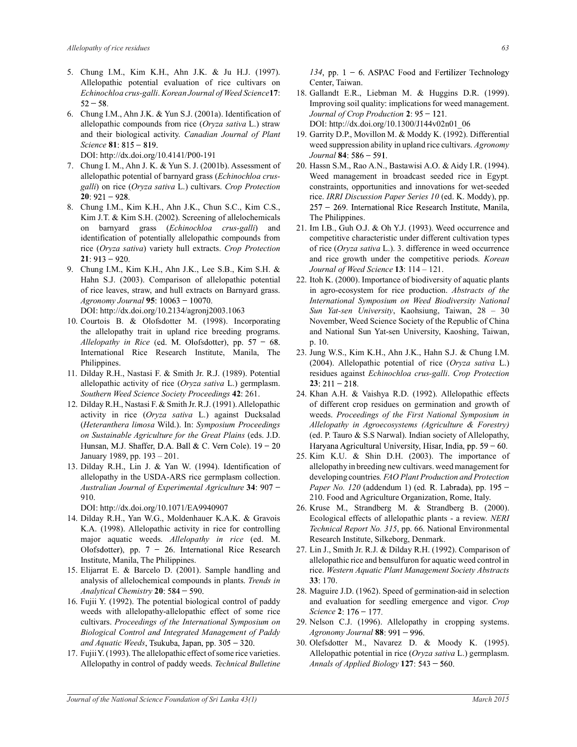5. Chung I.M., Kim K.H., Ahn J.K. & Ju H.J. (1997). Allelopathic potential evaluation of rice cultivars on *Echinochloa crus-galli*. *Korean Journal of Weed Science* **17**: 52 − 58.
6. Chung I.M., Ahn J.K. & Yun S.J. (2001a). Identification of allelopathic compounds from rice (*Oryza sativa* L.) straw and their biological activity. *Canadian Journal of Plant Science* **81**: 815 − 819.
   DOI: http://dx.doi.org/10.4141/P00-191
7. Chung I. M., Ahn J. K. & Yun S. J. (2001b). Assessment of allelopathic potential of barnyard grass (*Echinochloa crus-galli*) on rice (*Oryza sativa* L.) cultivars. *Crop Protection* **20**: 921 − 928.
8. Chung I.M., Kim K.H., Ahn J.K., Chun S.C., Kim C.S., Kim J.T. & Kim S.H. (2002). Screening of allelochemicals on barnyard grass (*Echinochloa crus-galli*) and identification of potentially allelopathic compounds from rice (*Oryza sativa*) variety hull extracts. *Crop Protection* **21**: 913 − 920.
9. Chung I.M., Kim K.H., Ahn J.K., Lee S.B., Kim S.H. & Hahn S.J. (2003). Comparison of allelopathic potential of rice leaves, straw, and hull extracts on Barnyard grass. *Agronomy Journal* **95**: 10063 − 10070.
   DOI: http://dx.doi.org/10.2134/agronj2003.1063
10. Courtois B. & Olofsdotter M. (1998). Incorporating the allelopathy trait in upland rice breeding programs. *Allelopathy in Rice* (ed. M. Olofsdotter), pp. 57 − 68. International Rice Research Institute, Manila, The Philippines.
11. Dilday R.H., Nastasi F. & Smith Jr. R.J. (1989). Potential allelopathic activity of rice (*Oryza sativa* L.) germplasm. *Southern Weed Science Society Proceedings* **42**: 261.
12. Dilday R.H., Nastasi F. & Smith Jr. R.J. (1991). Allelopathic activity in rice (*Oryza sativa* L.) against Ducksalad (*Heteranthera limosa* Wild.). In: *Symposium Proceedings on Sustainable Agriculture for the Great Plains* (eds. J.D. Hunsan, M.J. Shaffer, D.A. Ball & C. Vern Cole). 19 − 20 January 1989, pp. 193 – 201.
13. Dilday R.H., Lin J. & Yan W. (1994). Identification of allelopathy in the USDA-ARS rice germplasm collection. *Australian Journal of Experimental Agriculture* **34**: 907 − 910.
    DOI: http://dx.doi.org/10.1071/EA9940907
14. Dilday R.H., Yan W.G., Moldenhauer K.A.K. & Gravois K.A. (1998). Allelopathic activity in rice for controlling major aquatic weeds. *Allelopathy in rice* (ed. M. Olofsdotter), pp. 7 − 26. International Rice Research Institute, Manila, The Philippines.
15. Elijarrat E. & Barcelo D. (2001). Sample handling and analysis of allelochemical compounds in plants. *Trends in Analytical Chemistry* **20**: 584 − 590.
16. Fujii Y. (1992). The potential biological control of paddy weeds with allelopathy-allelopathic effect of some rice cultivars. *Proceedings of the International Symposium on Biological Control and Integrated Management of Paddy and Aquatic Weeds*, Tsukuba, Japan, pp. 305 − 320.
17. Fujii Y. (1993). The allelopathic effect of some rice varieties. Allelopathy in control of paddy weeds. *Technical Bulletine 134*, pp. 1 − 6. ASPAC Food and Fertilizer Technology Center, Taiwan.
18. Gallandt E.R., Liebman M. & Huggins D.R. (1999). Improving soil quality: implications for weed management. *Journal of Crop Production* **2**: 95 − 121.
    DOI: http://dx.doi.org/10.1300/J144v02n01_06
19. Garrity D.P., Movillon M. & Moddy K. (1992). Differential weed suppression ability in upland rice cultivars. *Agronomy Journal* **84**: 586 − 591.
20. Hassn S.M., Rao A.N., Bastawisi A.O. & Aidy I.R. (1994). Weed management in broadcast seeded rice in Egypt. constraints, opportunities and innovations for wet-seeded rice. *IRRI Discussion Paper Series 10* (ed. K. Moddy), pp. 257 − 269. International Rice Research Institute, Manila, The Philippines.
21. Im I.B., Guh O.J. & Oh Y.J. (1993). Weed occurrence and competitive characteristic under different cultivation types of rice (*Oryza sativa* L.). 3. difference in weed occurrence and rice growth under the competitive periods. *Korean Journal of Weed Science* **13**: 114 – 121.
22. Itoh K. (2000). Importance of biodiversity of aquatic plants in agro-ecosystem for rice production. *Abstracts of the International Symposium on Weed Biodiversity National Sun Yat-sen University*, Kaohsiung, Taiwan, 28 – 30 November, Weed Science Society of the Republic of China and National Sun Yat-sen University, Kaoshing, Taiwan, p. 10.
23. Jung W.S., Kim K.H., Ahn J.K., Hahn S.J. & Chung I.M. (2004). Allelopathic potential of rice (*Oryza sativa* L.) residues against *Echinochloa crus-galli*. *Crop Protection* **23**: 211 − 218.
24. Khan A.H. & Vaishya R.D. (1992). Allelopathic effects of different crop residues on germination and growth of weeds. *Proceedings of the First National Symposium in Allelopathy in Agroecosystems (Agriculture & Forestry)* (ed. P. Tauro & S.S Narwal). Indian society of Allelopathy, Haryana Agricultural University, Hisar, India, pp. 59 − 60.
25. Kim K.U. & Shin D.H. (2003). The importance of allelopathy in breeding new cultivars. weed management for developing countries. *FAO Plant Production and Protection Paper No. 120* (addendum 1) (ed. R. Labrada), pp. 195 − 210. Food and Agriculture Organization, Rome, Italy.
26. Kruse M., Strandberg M. & Strandberg B. (2000). Ecological effects of allelopathic plants - a review. *NERI Technical Report No. 315*, pp. 66. National Environmental Research Institute, Silkeborg, Denmark.
27. Lin J., Smith Jr. R.J. & Dilday R.H. (1992). Comparison of allelopathic rice and bensulfuron for aquatic weed control in rice. *Western Aquatic Plant Management Society Abstracts* **33**: 170.
28. Maguire J.D. (1962). Speed of germination-aid in selection and evaluation for seedling emergence and vigor. *Crop Science* **2**: 176 − 177.
29. Nelson C.J. (1996). Allelopathy in cropping systems. *Agronomy Journal* **88**: 991 − 996.
30. Olefsdotter M., Navarez D. & Moody K. (1995). Allelopathic potential in rice (*Oryza sativa* L.) germplasm. *Annals of Applied Biology* **127**: 543 − 560.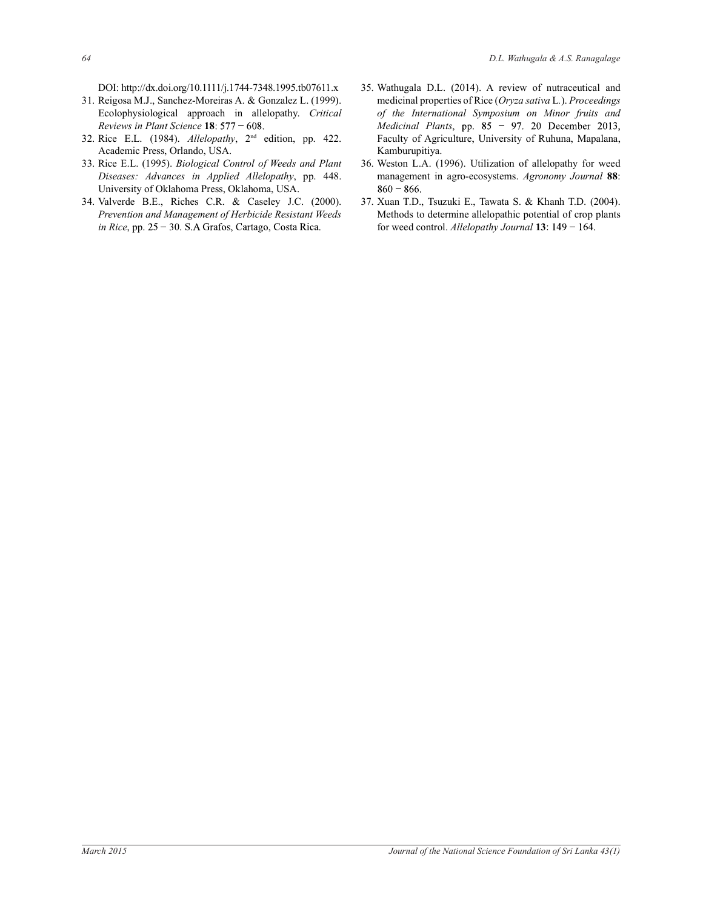DOI: http://dx.doi.org/10.1111/j.1744-7348.1995.tb07611.x

31. Reigosa M.J., Sanchez-Moreiras A. & Gonzalez L. (1999). Ecolophysiological approach in allelopathy. *Critical Reviews in Plant Science* **18**: 577 − 608.
32. Rice E.L. (1984). *Allelopathy*, 2nd edition, pp. 422. Academic Press, Orlando, USA.
33. Rice E.L. (1995). *Biological Control of Weeds and Plant Diseases: Advances in Applied Allelopathy*, pp. 448. University of Oklahoma Press, Oklahoma, USA.
34. Valverde B.E., Riches C.R. & Caseley J.C. (2000). *Prevention and Management of Herbicide Resistant Weeds in Rice*, pp. 25 − 30. S.A Grafos, Cartago, Costa Rica.
35. Wathugala D.L. (2014). A review of nutraceutical and medicinal properties of Rice (*Oryza sativa* L.). *Proceedings of the International Symposium on Minor fruits and Medicinal Plants*, pp. 85 − 97. 20 December 2013, Faculty of Agriculture, University of Ruhuna, Mapalana, Kamburupitiya.
36. Weston L.A. (1996). Utilization of allelopathy for weed management in agro-ecosystems. *Agronomy Journal* **88**: 860 − 866.
37. Xuan T.D., Tsuzuki E., Tawata S. & Khanh T.D. (2004). Methods to determine allelopathic potential of crop plants for weed control. *Allelopathy Journal* **13**: 149 − 164.